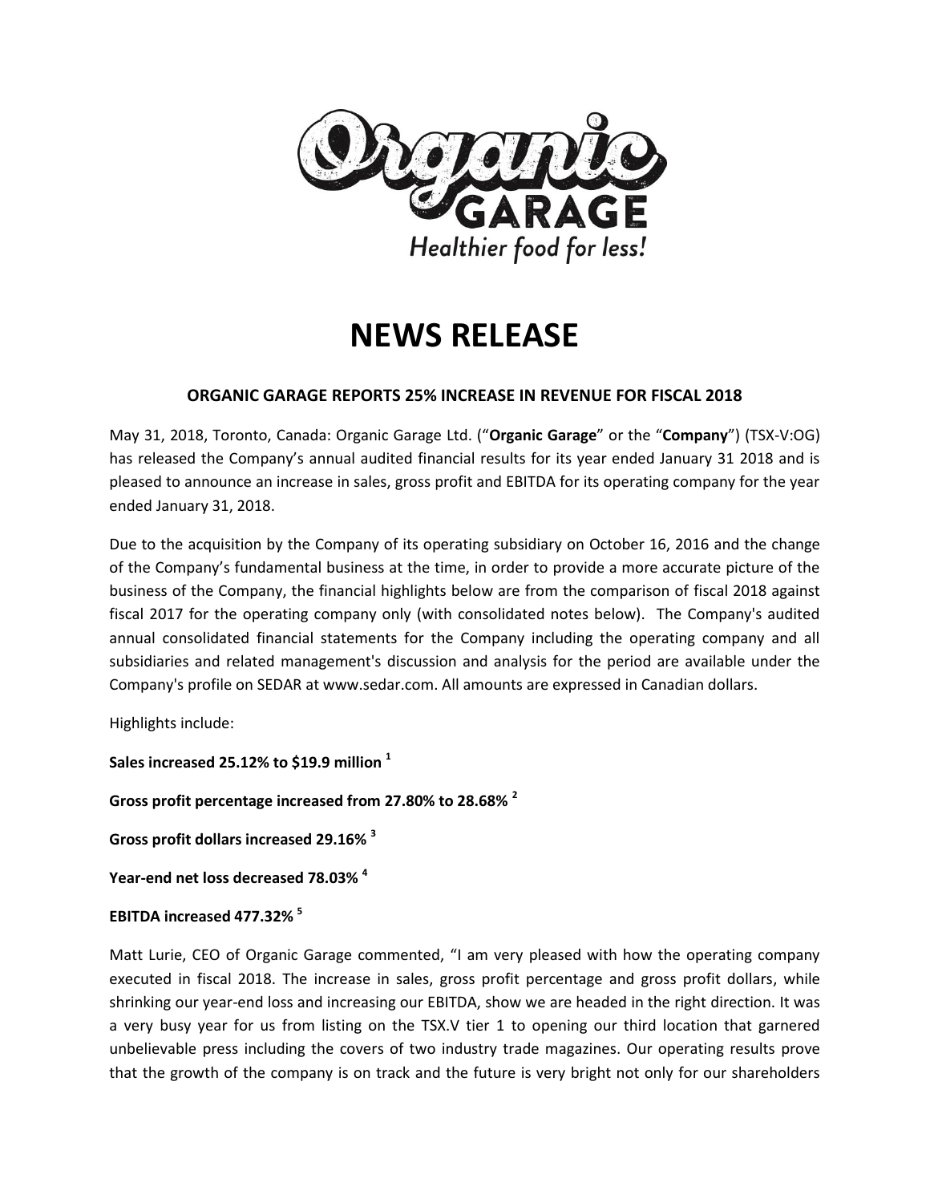Organic GARAGE

*Healthier food for less!*

# NEWS RELEASE

## ORGANIC GARAGE REPORTS 25% INCREASE IN REVENUE FOR FISCAL 2018

May 31, 2018, Toronto, Canada: Organic Garage Ltd. ("**Organic Garage**" or the "**Company**") (TSX-V:OG) has released the Company's annual audited financial results for its year ended January 31 2018 and is pleased to announce an increase in sales, gross profit and EBITDA for its operating company for the year ended January 31, 2018.

Due to the acquisition by the Company of its operating subsidiary on October 16, 2016 and the change of the Company's fundamental business at the time, in order to provide a more accurate picture of the business of the Company, the financial highlights below are from the comparison of fiscal 2018 against fiscal 2017 for the operating company only (with consolidated notes below). The Company's audited annual consolidated financial statements for the Company including the operating company and all subsidiaries and related management's discussion and analysis for the period are available under the Company's profile on SEDAR at www.sedar.com. All amounts are expressed in Canadian dollars.

Highlights include:

**Sales increased 25.12% to $19.9 million [1]**

**Gross profit percentage increased from 27.80% to 28.68% [2]**

**Gross profit dollars increased 29.16% [3]**

**Year-end net loss decreased 78.03% [4]**

**EBITDA increased 477.32% [5]**

Matt Lurie, CEO of Organic Garage commented, "I am very pleased with how the operating company executed in fiscal 2018. The increase in sales, gross profit percentage and gross profit dollars, while shrinking our year-end loss and increasing our EBITDA, show we are headed in the right direction. It was a very busy year for us from listing on the TSX.V tier 1 to opening our third location that garnered unbelievable press including the covers of two industry trade magazines. Our operating results prove that the growth of the company is on track and the future is very bright not only for our shareholders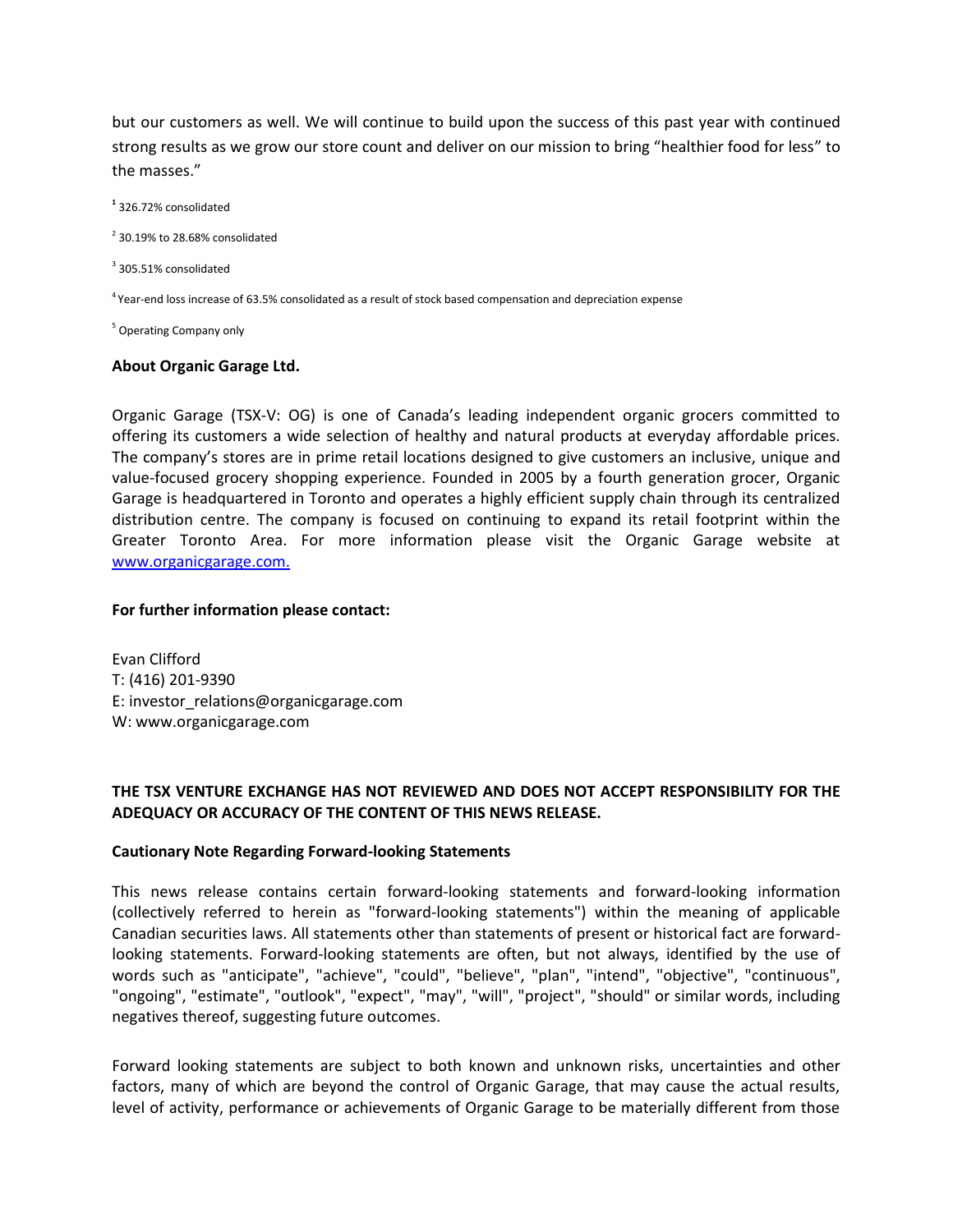but our customers as well. We will continue to build upon the success of this past year with continued strong results as we grow our store count and deliver on our mission to bring "healthier food for less" to the masses."

[1] 326.72% consolidated

[2] 30.19% to 28.68% consolidated

[3] 305.51% consolidated

[4] Year-end loss increase of 63.5% consolidated as a result of stock based compensation and depreciation expense

[5] Operating Company only

**About Organic Garage Ltd.**

Organic Garage (TSX-V: OG) is one of Canada's leading independent organic grocers committed to offering its customers a wide selection of healthy and natural products at everyday affordable prices. The company's stores are in prime retail locations designed to give customers an inclusive, unique and value-focused grocery shopping experience. Founded in 2005 by a fourth generation grocer, Organic Garage is headquartered in Toronto and operates a highly efficient supply chain through its centralized distribution centre. The company is focused on continuing to expand its retail footprint within the Greater Toronto Area. For more information please visit the Organic Garage website at www.organicgarage.com.

**For further information please contact:**

Evan Clifford
T: (416) 201-9390
E: investor_relations@organicgarage.com
W: www.organicgarage.com

**THE TSX VENTURE EXCHANGE HAS NOT REVIEWED AND DOES NOT ACCEPT RESPONSIBILITY FOR THE ADEQUACY OR ACCURACY OF THE CONTENT OF THIS NEWS RELEASE.**

**Cautionary Note Regarding Forward-looking Statements**

This news release contains certain forward-looking statements and forward-looking information (collectively referred to herein as "forward-looking statements") within the meaning of applicable Canadian securities laws. All statements other than statements of present or historical fact are forward-looking statements. Forward-looking statements are often, but not always, identified by the use of words such as "anticipate", "achieve", "could", "believe", "plan", "intend", "objective", "continuous", "ongoing", "estimate", "outlook", "expect", "may", "will", "project", "should" or similar words, including negatives thereof, suggesting future outcomes.

Forward looking statements are subject to both known and unknown risks, uncertainties and other factors, many of which are beyond the control of Organic Garage, that may cause the actual results, level of activity, performance or achievements of Organic Garage to be materially different from those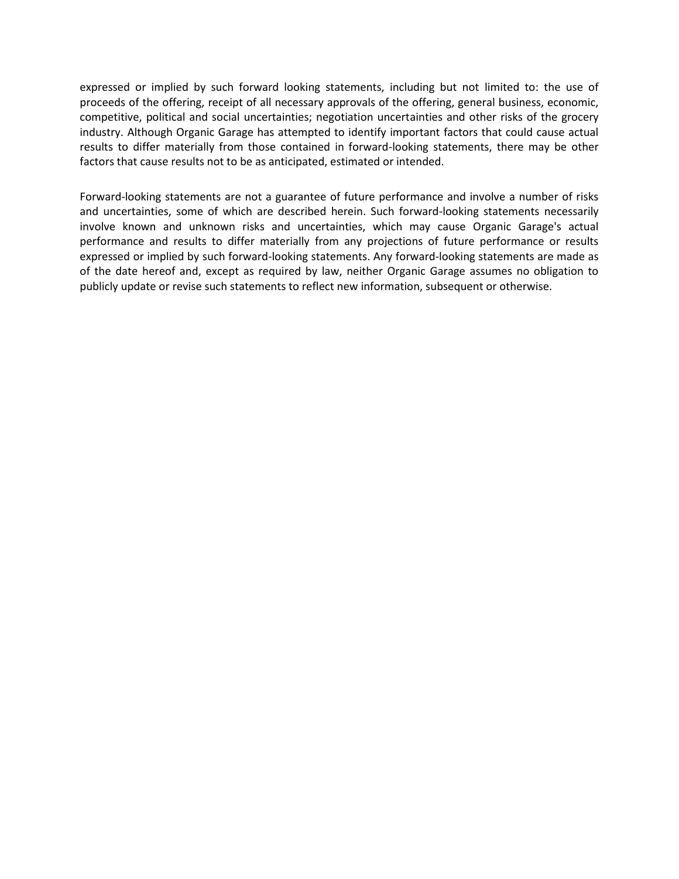expressed or implied by such forward looking statements, including but not limited to: the use of proceeds of the offering, receipt of all necessary approvals of the offering, general business, economic, competitive, political and social uncertainties; negotiation uncertainties and other risks of the grocery industry. Although Organic Garage has attempted to identify important factors that could cause actual results to differ materially from those contained in forward-looking statements, there may be other factors that cause results not to be as anticipated, estimated or intended.

Forward-looking statements are not a guarantee of future performance and involve a number of risks and uncertainties, some of which are described herein. Such forward-looking statements necessarily involve known and unknown risks and uncertainties, which may cause Organic Garage's actual performance and results to differ materially from any projections of future performance or results expressed or implied by such forward-looking statements. Any forward-looking statements are made as of the date hereof and, except as required by law, neither Organic Garage assumes no obligation to publicly update or revise such statements to reflect new information, subsequent or otherwise.